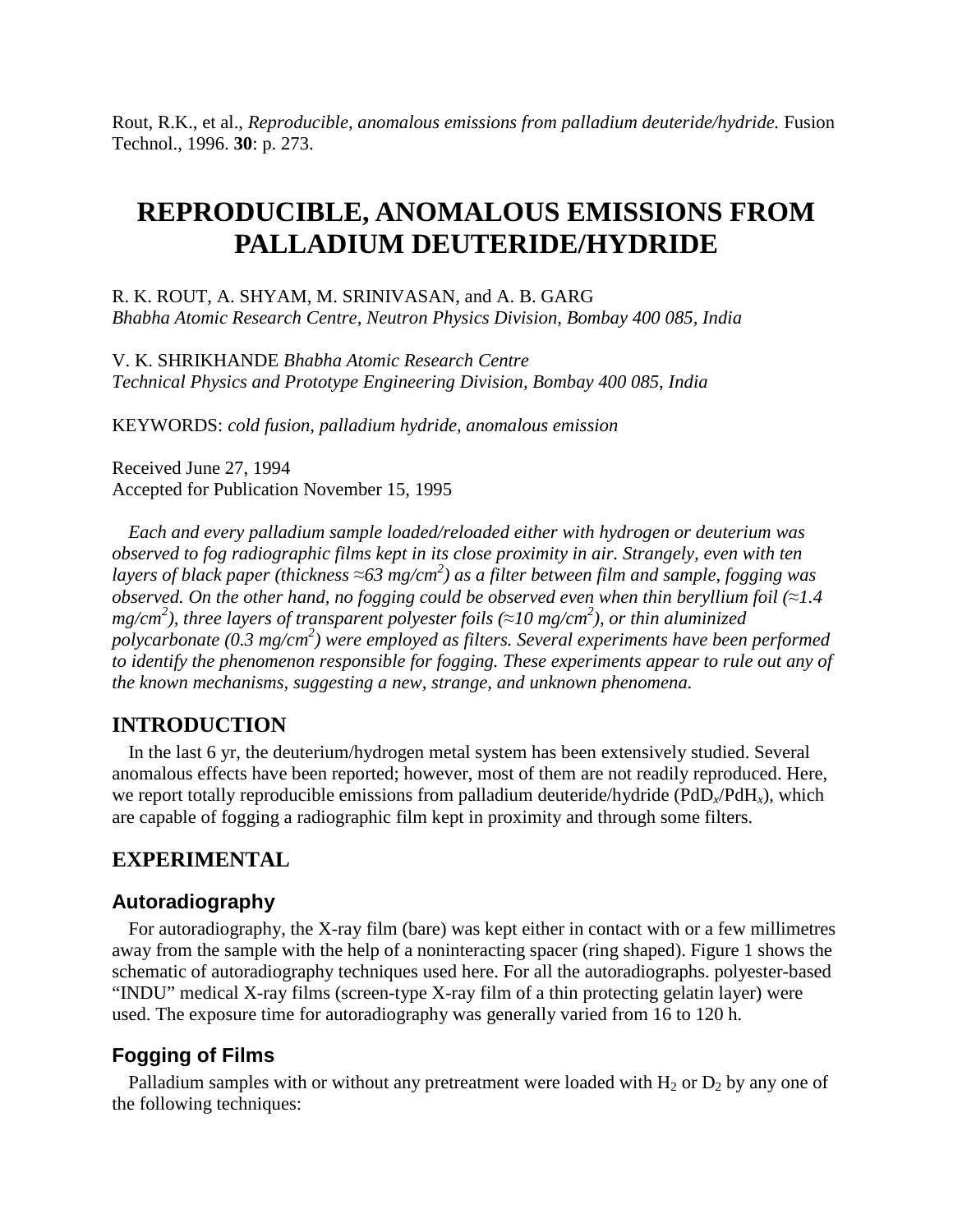Rout, R.K., et al., *Reproducible, anomalous emissions from palladium deuteride/hydride.* Fusion Technol., 1996. **30**: p. 273.

# REPRODUCIBLE, ANOMALOUS EMISSIONS FROM PALLADIUM DEUTERIDE/HYDRIDE

R. K. ROUT, A. SHYAM, M. SRINIVASAN, and A. B. GARG
*Bhabha Atomic Research Centre, Neutron Physics Division, Bombay 400 085, India*

V. K. SHRIKHANDE *Bhabha Atomic Research Centre*
*Technical Physics and Prototype Engineering Division, Bombay 400 085, India*

KEYWORDS: *cold fusion, palladium hydride, anomalous emission*

Received June 27, 1994
Accepted for Publication November 15, 1995

*Each and every palladium sample loaded/reloaded either with hydrogen or deuterium was observed to fog radiographic films kept in its close proximity in air. Strangely, even with ten layers of black paper (thickness ≈63 mg/cm$^2$) as a filter between film and sample, fogging was observed. On the other hand, no fogging could be observed even when thin beryllium foil (≈1.4 mg/cm$^2$), three layers of transparent polyester foils (≈10 mg/cm$^2$), or thin aluminized polycarbonate (0.3 mg/cm$^2$) were employed as filters. Several experiments have been performed to identify the phenomenon responsible for fogging. These experiments appear to rule out any of the known mechanisms, suggesting a new, strange, and unknown phenomena.*

## INTRODUCTION

In the last 6 yr, the deuterium/hydrogen metal system has been extensively studied. Several anomalous effects have been reported; however, most of them are not readily reproduced. Here, we report totally reproducible emissions from palladium deuteride/hydride ($PdD_x$/$PdH_x$), which are capable of fogging a radiographic film kept in proximity and through some filters.

## EXPERIMENTAL

### Autoradiography

For autoradiography, the X-ray film (bare) was kept either in contact with or a few millimetres away from the sample with the help of a noninteracting spacer (ring shaped). Figure 1 shows the schematic of autoradiography techniques used here. For all the autoradiographs. polyester-based "INDU" medical X-ray films (screen-type X-ray film of a thin protecting gelatin layer) were used. The exposure time for autoradiography was generally varied from 16 to 120 h.

### Fogging of Films

Palladium samples with or without any pretreatment were loaded with $H_2$ or $D_2$ by any one of the following techniques: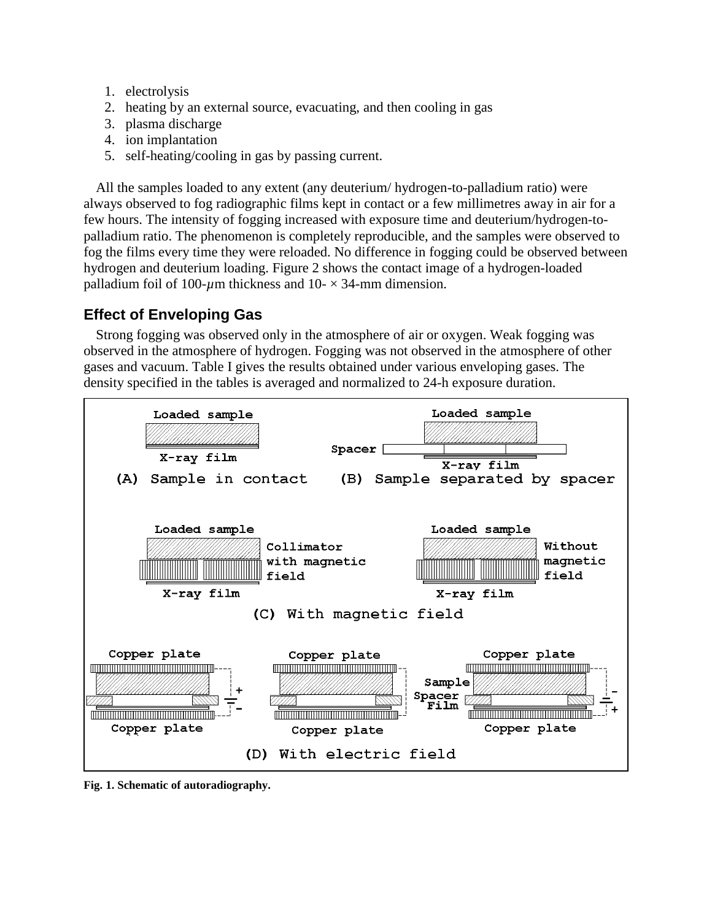1. electrolysis
2. heating by an external source, evacuating, and then cooling in gas
3. plasma discharge
4. ion implantation
5. self-heating/cooling in gas by passing current.

All the samples loaded to any extent (any deuterium/ hydrogen-to-palladium ratio) were always observed to fog radiographic films kept in contact or a few millimetres away in air for a few hours. The intensity of fogging increased with exposure time and deuterium/hydrogen-to-palladium ratio. The phenomenon is completely reproducible, and the samples were observed to fog the films every time they were reloaded. No difference in fogging could be observed between hydrogen and deuterium loading. Figure 2 shows the contact image of a hydrogen-loaded palladium foil of 100-$\mu$m thickness and 10- × 34-mm dimension.

## Effect of Enveloping Gas

Strong fogging was observed only in the atmosphere of air or oxygen. Weak fogging was observed in the atmosphere of hydrogen. Fogging was not observed in the atmosphere of other gases and vacuum. Table I gives the results obtained under various enveloping gases. The density specified in the tables is averaged and normalized to 24-h exposure duration.

**Fig. 1. Schematic of autoradiography.**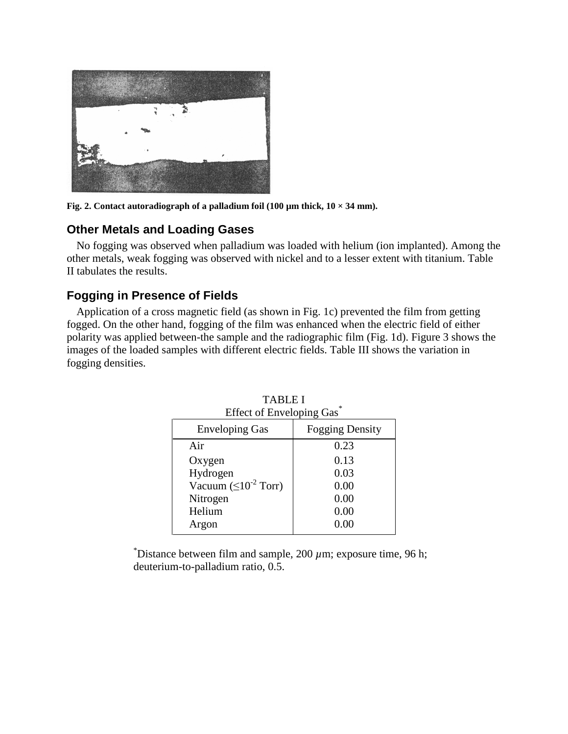**Fig. 2. Contact autoradiograph of a palladium foil (100 μm thick, 10 × 34 mm).**

## Other Metals and Loading Gases

No fogging was observed when palladium was loaded with helium (ion implanted). Among the other metals, weak fogging was observed with nickel and to a lesser extent with titanium. Table II tabulates the results.

## Fogging in Presence of Fields

Application of a cross magnetic field (as shown in Fig. 1c) prevented the film from getting fogged. On the other hand, fogging of the film was enhanced when the electric field of either polarity was applied between-the sample and the radiographic film (Fig. 1d). Figure 3 shows the images of the loaded samples with different electric fields. Table III shows the variation in fogging densities.

TABLE I
Effect of Enveloping Gas*

| Enveloping Gas | Fogging Density |
| --- | --- |
| Air | 0.23 |
| Oxygen | 0.13 |
| Hydrogen | 0.03 |
| Vacuum ($\leq 10^{-2}$ Torr) | 0.00 |
| Nitrogen | 0.00 |
| Helium | 0.00 |
| Argon | 0.00 |

*Distance between film and sample, 200 $\mu$m; exposure time, 96 h; deuterium-to-palladium ratio, 0.5.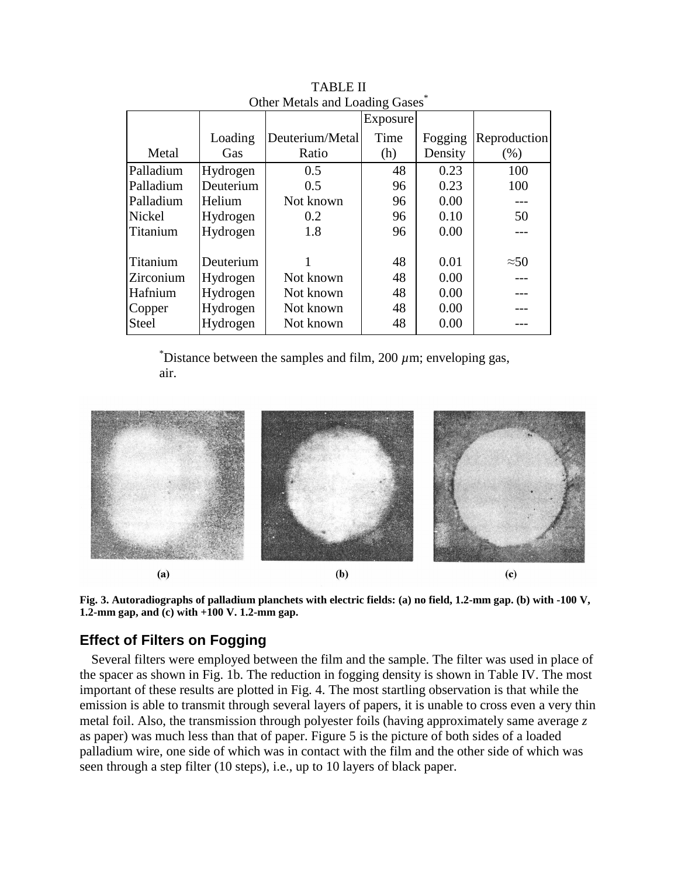TABLE II
Other Metals and Loading Gases*

| Metal | Loading Gas | Deuterium/Metal Ratio | Exposure Time (h) | Fogging Density | Reproduction (%) |
|---|---|---|---|---|---|
| Palladium | Hydrogen | 0.5 | 48 | 0.23 | 100 |
| Palladium | Deuterium | 0.5 | 96 | 0.23 | 100 |
| Palladium | Helium | Not known | 96 | 0.00 | --- |
| Nickel | Hydrogen | 0.2 | 96 | 0.10 | 50 |
| Titanium | Hydrogen | 1.8 | 96 | 0.00 | --- |
| Titanium | Deuterium | 1 | 48 | 0.01 | ≈50 |
| Zirconium | Hydrogen | Not known | 48 | 0.00 | --- |
| Hafnium | Hydrogen | Not known | 48 | 0.00 | --- |
| Copper | Hydrogen | Not known | 48 | 0.00 | --- |
| Steel | Hydrogen | Not known | 48 | 0.00 | --- |

*Distance between the samples and film, 200 $\mu$m; enveloping gas, air.

**Fig. 3. Autoradiographs of palladium planchets with electric fields: (a) no field, 1.2-mm gap. (b) with -100 V, 1.2-mm gap, and (c) with +100 V. 1.2-mm gap.**

## Effect of Filters on Fogging

Several filters were employed between the film and the sample. The filter was used in place of the spacer as shown in Fig. 1b. The reduction in fogging density is shown in Table IV. The most important of these results are plotted in Fig. 4. The most startling observation is that while the emission is able to transmit through several layers of papers, it is unable to cross even a very thin metal foil. Also, the transmission through polyester foils (having approximately same average $z$ as paper) was much less than that of paper. Figure 5 is the picture of both sides of a loaded palladium wire, one side of which was in contact with the film and the other side of which was seen through a step filter (10 steps), i.e., up to 10 layers of black paper.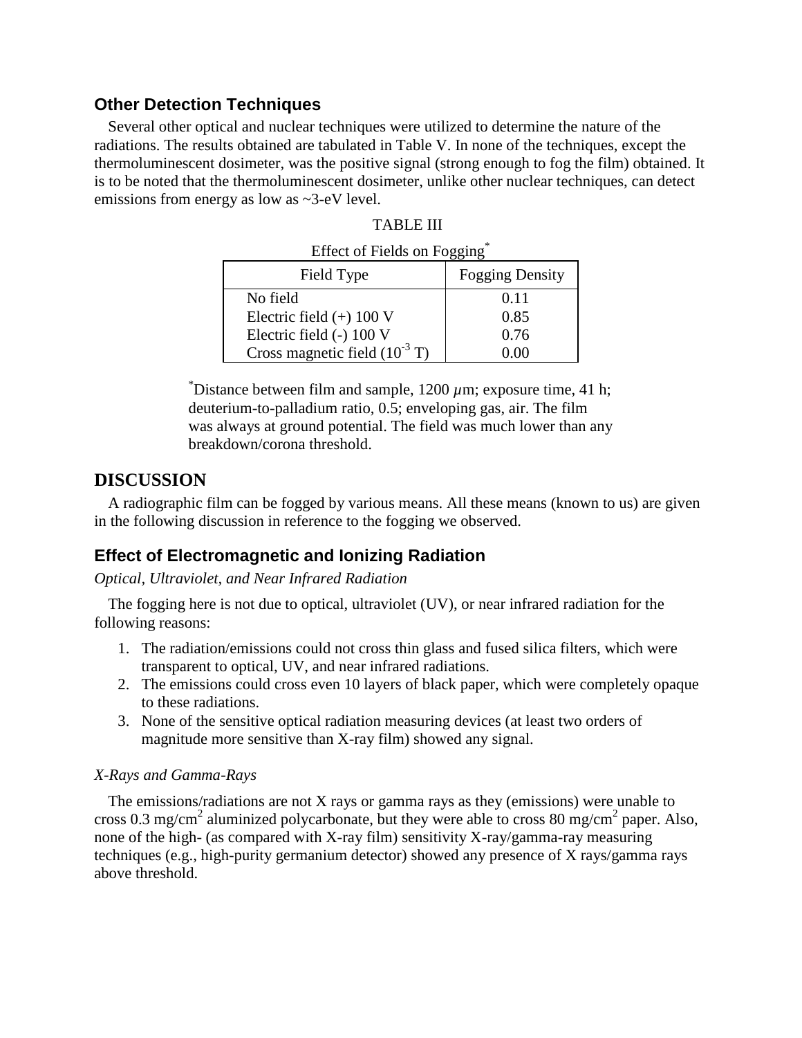### Other Detection Techniques

Several other optical and nuclear techniques were utilized to determine the nature of the radiations. The results obtained are tabulated in Table V. In none of the techniques, except the thermoluminescent dosimeter, was the positive signal (strong enough to fog the film) obtained. It is to be noted that the thermoluminescent dosimeter, unlike other nuclear techniques, can detect emissions from energy as low as ~3-eV level.

TABLE III

Effect of Fields on Fogging*

| Field Type | Fogging Density |
|---|---|
| No field | 0.11 |
| Electric field (+) 100 V | 0.85 |
| Electric field (-) 100 V | 0.76 |
| Cross magnetic field ($10^{-3}$ T) | 0.00 |

*Distance between film and sample, 1200 $\mu$m; exposure time, 41 h; deuterium-to-palladium ratio, 0.5; enveloping gas, air. The film was always at ground potential. The field was much lower than any breakdown/corona threshold.

## DISCUSSION

A radiographic film can be fogged by various means. All these means (known to us) are given in the following discussion in reference to the fogging we observed.

### Effect of Electromagnetic and Ionizing Radiation

*Optical, Ultraviolet, and Near Infrared Radiation*

The fogging here is not due to optical, ultraviolet (UV), or near infrared radiation for the following reasons:

1. The radiation/emissions could not cross thin glass and fused silica filters, which were transparent to optical, UV, and near infrared radiations.
2. The emissions could cross even 10 layers of black paper, which were completely opaque to these radiations.
3. None of the sensitive optical radiation measuring devices (at least two orders of magnitude more sensitive than X-ray film) showed any signal.

*X-Rays and Gamma-Rays*

The emissions/radiations are not X rays or gamma rays as they (emissions) were unable to cross 0.3 mg/cm$^2$ aluminized polycarbonate, but they were able to cross 80 mg/cm$^2$ paper. Also, none of the high- (as compared with X-ray film) sensitivity X-ray/gamma-ray measuring techniques (e.g., high-purity germanium detector) showed any presence of X rays/gamma rays above threshold.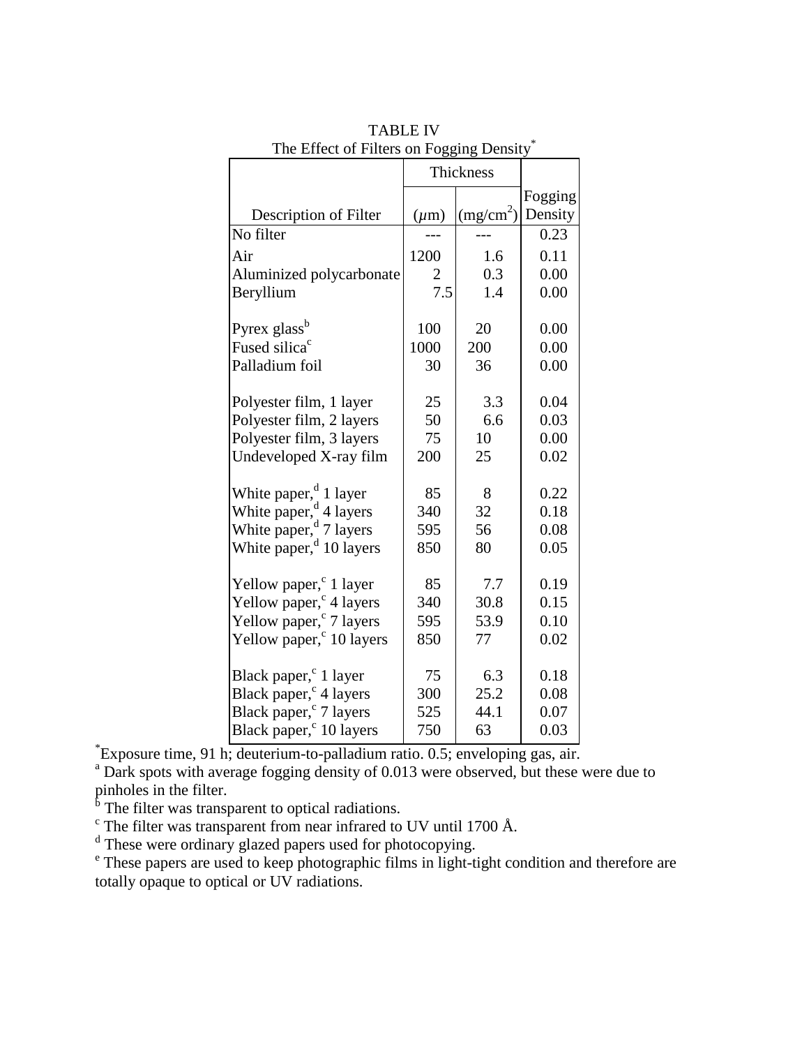TABLE IV

The Effect of Filters on Fogging Density[*]

| Description of Filter | Thickness | | Fogging Density |
|---|---|---|---|
| | ($\mu$m) | (mg/cm$^2$) | |
| No filter | --- | --- | 0.23 |
| Air | 1200 | 1.6 | 0.11 |
| Aluminized polycarbonate | 2 | 0.3 | 0.00 |
| Beryllium | 7.5 | 1.4 | 0.00 |
| Pyrex glass[b] | 100 | 20 | 0.00 |
| Fused silica[c] | 1000 | 200 | 0.00 |
| Palladium foil | 30 | 36 | 0.00 |
| Polyester film, 1 layer | 25 | 3.3 | 0.04 |
| Polyester film, 2 layers | 50 | 6.6 | 0.03 |
| Polyester film, 3 layers | 75 | 10 | 0.00 |
| Undeveloped X-ray film | 200 | 25 | 0.02 |
| White paper,[d] 1 layer | 85 | 8 | 0.22 |
| White paper,[d] 4 layers | 340 | 32 | 0.18 |
| White paper,[d] 7 layers | 595 | 56 | 0.08 |
| White paper,[d] 10 layers | 850 | 80 | 0.05 |
| Yellow paper,[c] 1 layer | 85 | 7.7 | 0.19 |
| Yellow paper,[c] 4 layers | 340 | 30.8 | 0.15 |
| Yellow paper,[c] 7 layers | 595 | 53.9 | 0.10 |
| Yellow paper,[c] 10 layers | 850 | 77 | 0.02 |
| Black paper,[c] 1 layer | 75 | 6.3 | 0.18 |
| Black paper,[c] 4 layers | 300 | 25.2 | 0.08 |
| Black paper,[c] 7 layers | 525 | 44.1 | 0.07 |
| Black paper,[c] 10 layers | 750 | 63 | 0.03 |

[*]Exposure time, 91 h; deuterium-to-palladium ratio. 0.5; enveloping gas, air.

[a] Dark spots with average fogging density of 0.013 were observed, but these were due to pinholes in the filter.

[b] The filter was transparent to optical radiations.

[c] The filter was transparent from near infrared to UV until 1700 Å.

[d] These were ordinary glazed papers used for photocopying.

[e] These papers are used to keep photographic films in light-tight condition and therefore are totally opaque to optical or UV radiations.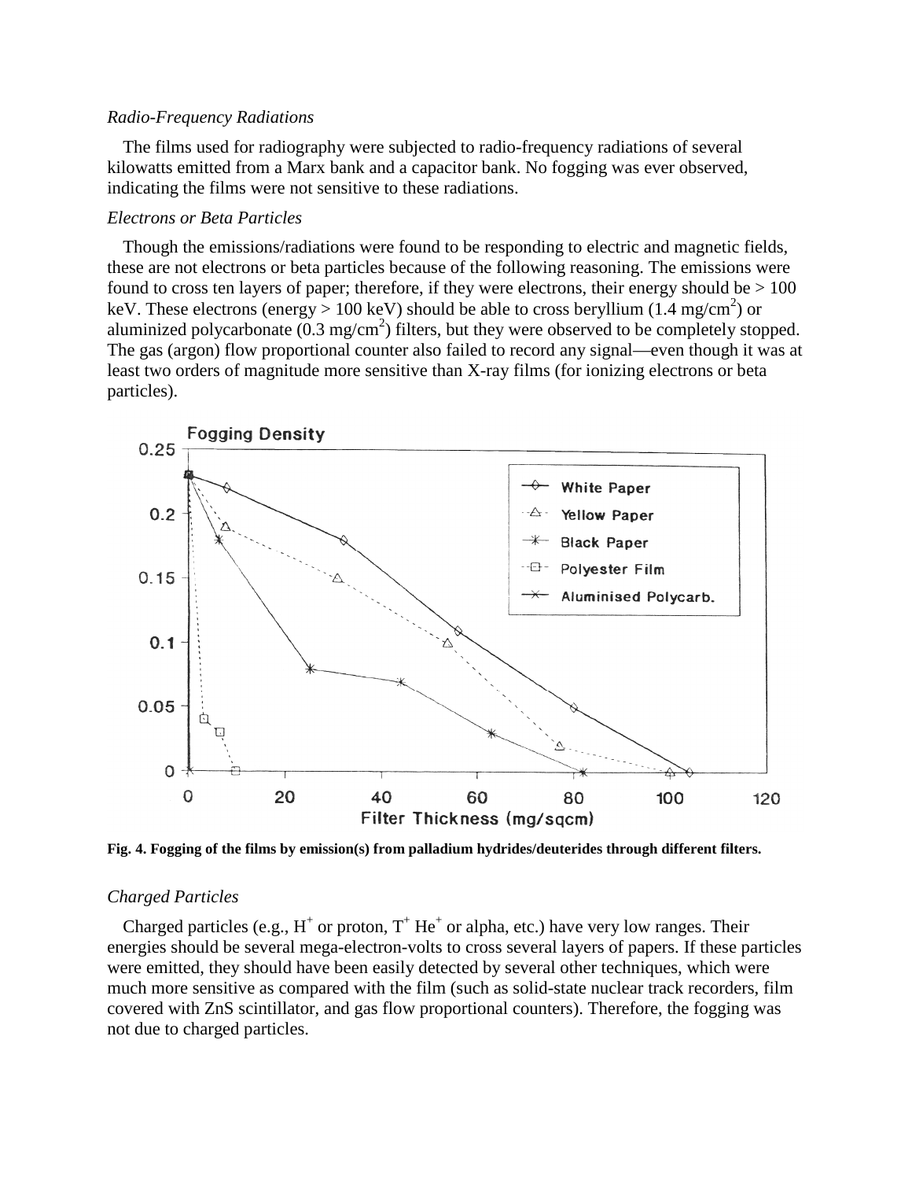*Radio-Frequency Radiations*

The films used for radiography were subjected to radio-frequency radiations of several kilowatts emitted from a Marx bank and a capacitor bank. No fogging was ever observed, indicating the films were not sensitive to these radiations.

*Electrons or Beta Particles*

Though the emissions/radiations were found to be responding to electric and magnetic fields, these are not electrons or beta particles because of the following reasoning. The emissions were found to cross ten layers of paper; therefore, if they were electrons, their energy should be > 100 keV. These electrons (energy > 100 keV) should be able to cross beryllium (1.4 $mg/cm^2$) or aluminized polycarbonate (0.3 $mg/cm^2$) filters, but they were observed to be completely stopped. The gas (argon) flow proportional counter also failed to record any signal—even though it was at least two orders of magnitude more sensitive than X-ray films (for ionizing electrons or beta particles).

**Fig. 4. Fogging of the films by emission(s) from palladium hydrides/deuterides through different filters.**

*Charged Particles*

Charged particles (e.g., $H^+$ or proton, $T^+$ $He^+$ or alpha, etc.) have very low ranges. Their energies should be several mega-electron-volts to cross several layers of papers. If these particles were emitted, they should have been easily detected by several other techniques, which were much more sensitive as compared with the film (such as solid-state nuclear track recorders, film covered with ZnS scintillator, and gas flow proportional counters). Therefore, the fogging was not due to charged particles.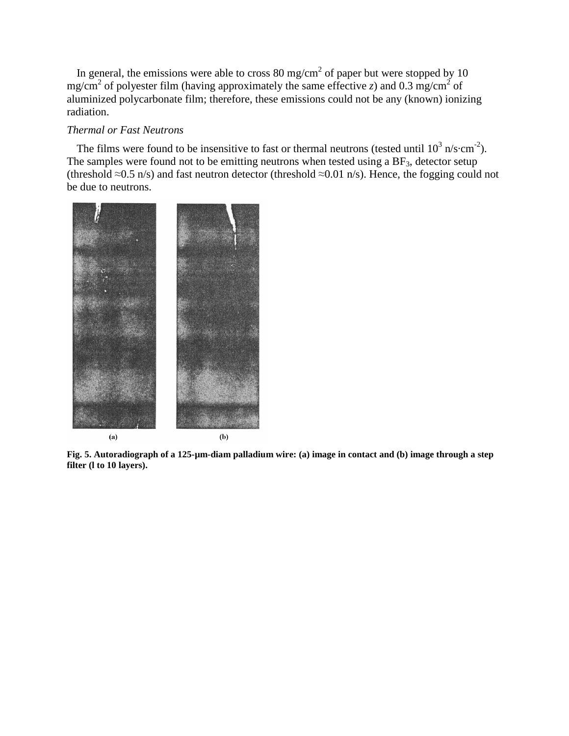In general, the emissions were able to cross 80 mg/cm$^2$ of paper but were stopped by 10 mg/cm$^2$ of polyester film (having approximately the same effective *z*) and 0.3 mg/cm$^2$ of aluminized polycarbonate film; therefore, these emissions could not be any (known) ionizing radiation.

*Thermal or Fast Neutrons*

The films were found to be insensitive to fast or thermal neutrons (tested until $10^3$ n/s·cm$^{-2}$). The samples were found not to be emitting neutrons when tested using a $BF_3$, detector setup (threshold ≈0.5 n/s) and fast neutron detector (threshold ≈0.01 n/s). Hence, the fogging could not be due to neutrons.

**Fig. 5. Autoradiograph of a 125-μm-diam palladium wire: (a) image in contact and (b) image through a step filter (l to 10 layers).**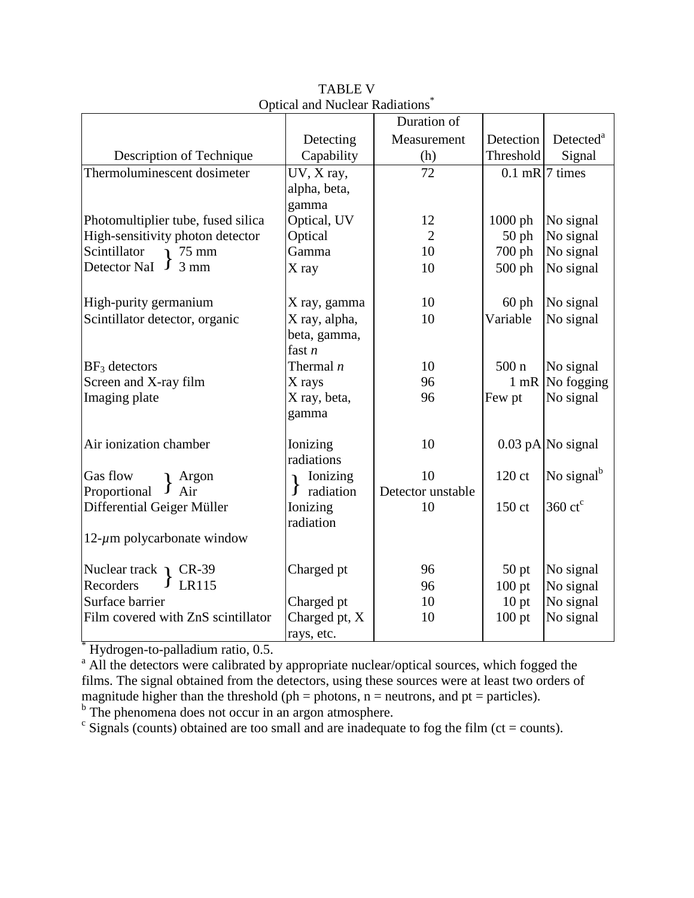TABLE V
Optical and Nuclear Radiations*

| Description of Technique | Detecting Capability | Duration of Measurement (h) | Detection Threshold | Detected[a] Signal |
|---|---|---|---|---|
| Thermoluminescent dosimeter | UV, X ray, alpha, beta, gamma | 72 | 0.1 mR | 7 times |
| Photomultiplier tube, fused silica | Optical, UV | 12 | 1000 ph | No signal |
| High-sensitivity photon detector | Optical | 2 | 50 ph | No signal |
| Scintillator Detector NaI } 75 mm | Gamma | 10 | 700 ph | No signal |
| Scintillator Detector NaI } 3 mm | X ray | 10 | 500 ph | No signal |
| High-purity germanium | X ray, gamma | 10 | 60 ph | No signal |
| Scintillator detector, organic | X ray, alpha, beta, gamma, fast *n* | 10 | Variable | No signal |
| $BF_3$ detectors | Thermal *n* | 10 | 500 n | No signal |
| Screen and X-ray film | X rays | 96 | 1 mR | No fogging |
| Imaging plate | X ray, beta, gamma | 96 | Few pt | No signal |
| Air ionization chamber | Ionizing radiations | 10 | 0.03 pA | No signal |
| Gas flow Proportional } Argon | } Ionizing radiation | 10 | 120 ct | No signal[b] |
| Gas flow Proportional } Air | | Detector unstable | | |
| Differential Geiger Müller | Ionizing radiation | 10 | 150 ct | 360 ct[c] |
| 12-$\mu$m polycarbonate window | | | | |
| Nuclear track Recorders } CR-39 | Charged pt | 96 | 50 pt | No signal |
| Nuclear track Recorders } LR115 | | 96 | 100 pt | No signal |
| Surface barrier | Charged pt | 10 | 10 pt | No signal |
| Film covered with ZnS scintillator | Charged pt, X rays, etc. | 10 | 100 pt | No signal |

* Hydrogen-to-palladium ratio, 0.5.

[a] All the detectors were calibrated by appropriate nuclear/optical sources, which fogged the films. The signal obtained from the detectors, using these sources were at least two orders of magnitude higher than the threshold (ph = photons, n = neutrons, and pt = particles).

[b] The phenomena does not occur in an argon atmosphere.

[c] Signals (counts) obtained are too small and are inadequate to fog the film (ct = counts).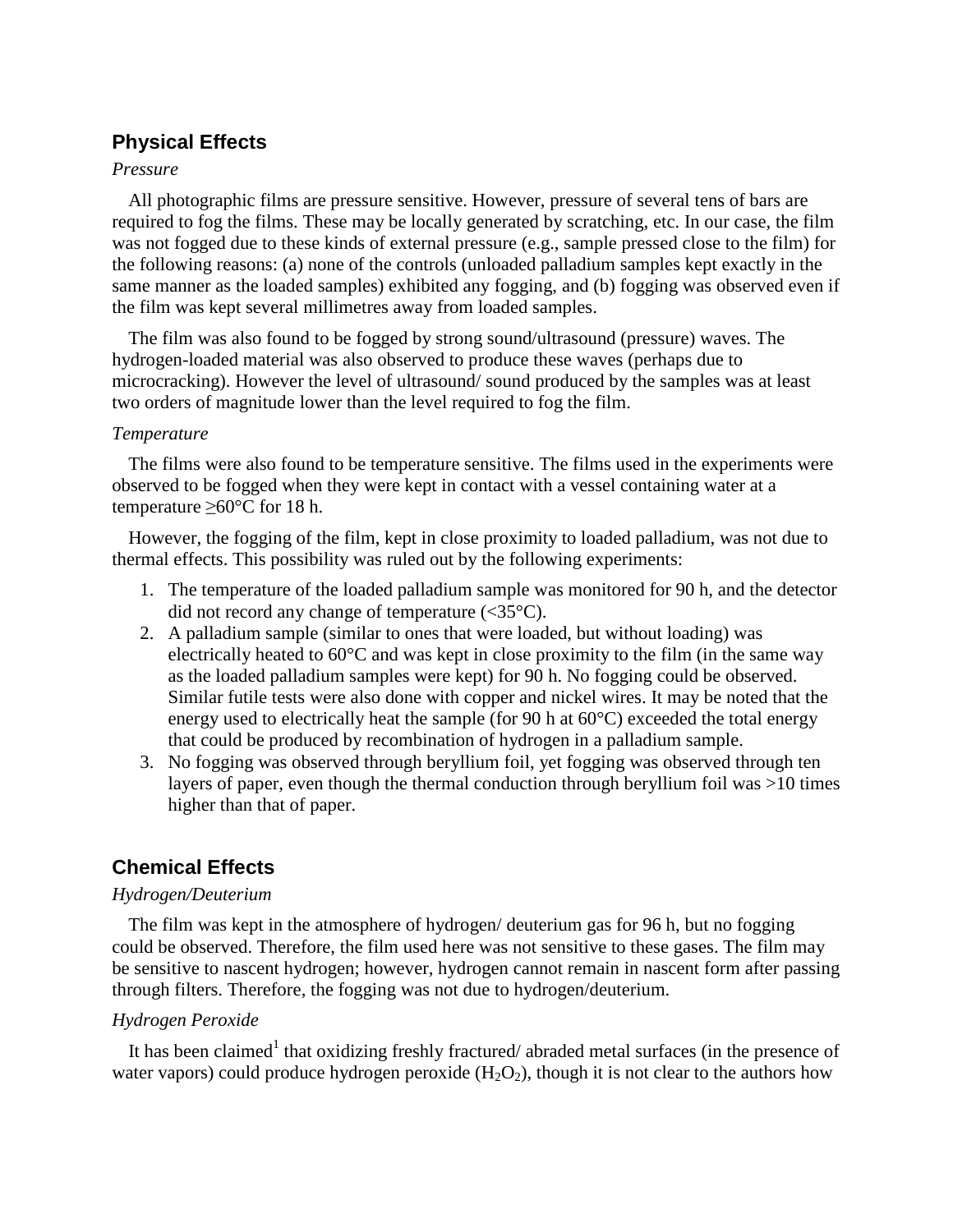## Physical Effects

*Pressure*

All photographic films are pressure sensitive. However, pressure of several tens of bars are required to fog the films. These may be locally generated by scratching, etc. In our case, the film was not fogged due to these kinds of external pressure (e.g., sample pressed close to the film) for the following reasons: (a) none of the controls (unloaded palladium samples kept exactly in the same manner as the loaded samples) exhibited any fogging, and (b) fogging was observed even if the film was kept several millimetres away from loaded samples.

The film was also found to be fogged by strong sound/ultrasound (pressure) waves. The hydrogen-loaded material was also observed to produce these waves (perhaps due to microcracking). However the level of ultrasound/ sound produced by the samples was at least two orders of magnitude lower than the level required to fog the film.

*Temperature*

The films were also found to be temperature sensitive. The films used in the experiments were observed to be fogged when they were kept in contact with a vessel containing water at a temperature ≥60°C for 18 h.

However, the fogging of the film, kept in close proximity to loaded palladium, was not due to thermal effects. This possibility was ruled out by the following experiments:

1. The temperature of the loaded palladium sample was monitored for 90 h, and the detector did not record any change of temperature (<35°C).
2. A palladium sample (similar to ones that were loaded, but without loading) was electrically heated to 60°C and was kept in close proximity to the film (in the same way as the loaded palladium samples were kept) for 90 h. No fogging could be observed. Similar futile tests were also done with copper and nickel wires. It may be noted that the energy used to electrically heat the sample (for 90 h at 60°C) exceeded the total energy that could be produced by recombination of hydrogen in a palladium sample.
3. No fogging was observed through beryllium foil, yet fogging was observed through ten layers of paper, even though the thermal conduction through beryllium foil was >10 times higher than that of paper.

## Chemical Effects

*Hydrogen/Deuterium*

The film was kept in the atmosphere of hydrogen/ deuterium gas for 96 h, but no fogging could be observed. Therefore, the film used here was not sensitive to these gases. The film may be sensitive to nascent hydrogen; however, hydrogen cannot remain in nascent form after passing through filters. Therefore, the fogging was not due to hydrogen/deuterium.

*Hydrogen Peroxide*

It has been claimed[1] that oxidizing freshly fractured/ abraded metal surfaces (in the presence of water vapors) could produce hydrogen peroxide ($H_2O_2$), though it is not clear to the authors how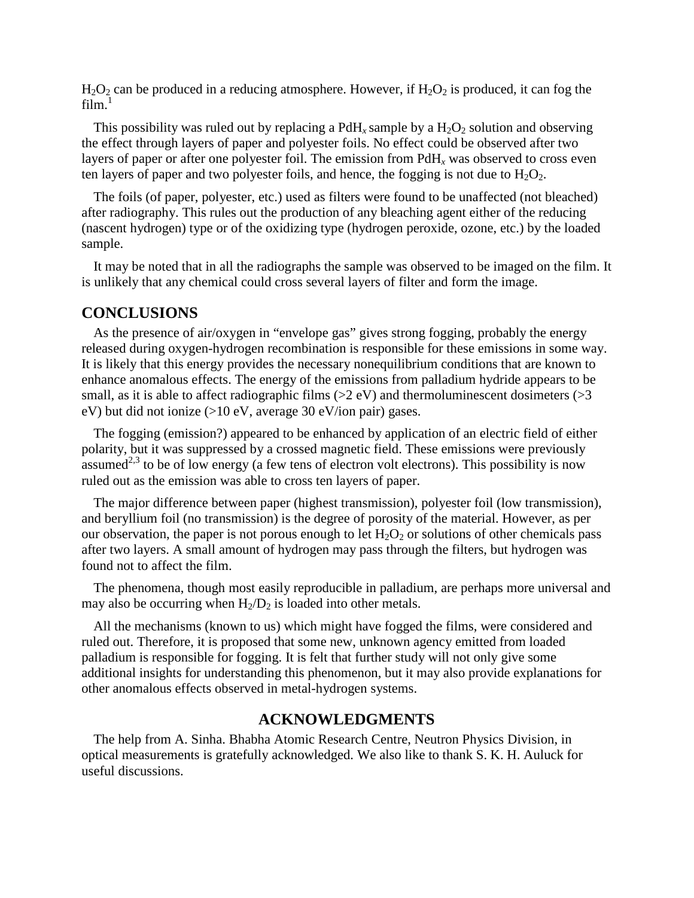$H_2O_2$ can be produced in a reducing atmosphere. However, if $H_2O_2$ is produced, it can fog the film.[1]

This possibility was ruled out by replacing a $PdH_x$ sample by a $H_2O_2$ solution and observing the effect through layers of paper and polyester foils. No effect could be observed after two layers of paper or after one polyester foil. The emission from $PdH_x$ was observed to cross even ten layers of paper and two polyester foils, and hence, the fogging is not due to $H_2O_2$.

The foils (of paper, polyester, etc.) used as filters were found to be unaffected (not bleached) after radiography. This rules out the production of any bleaching agent either of the reducing (nascent hydrogen) type or of the oxidizing type (hydrogen peroxide, ozone, etc.) by the loaded sample.

It may be noted that in all the radiographs the sample was observed to be imaged on the film. It is unlikely that any chemical could cross several layers of filter and form the image.

## CONCLUSIONS

As the presence of air/oxygen in "envelope gas" gives strong fogging, probably the energy released during oxygen-hydrogen recombination is responsible for these emissions in some way. It is likely that this energy provides the necessary nonequilibrium conditions that are known to enhance anomalous effects. The energy of the emissions from palladium hydride appears to be small, as it is able to affect radiographic films (>2 eV) and thermoluminescent dosimeters (>3 eV) but did not ionize (>10 eV, average 30 eV/ion pair) gases.

The fogging (emission?) appeared to be enhanced by application of an electric field of either polarity, but it was suppressed by a crossed magnetic field. These emissions were previously assumed[2,3] to be of low energy (a few tens of electron volt electrons). This possibility is now ruled out as the emission was able to cross ten layers of paper.

The major difference between paper (highest transmission), polyester foil (low transmission), and beryllium foil (no transmission) is the degree of porosity of the material. However, as per our observation, the paper is not porous enough to let $H_2O_2$ or solutions of other chemicals pass after two layers. A small amount of hydrogen may pass through the filters, but hydrogen was found not to affect the film.

The phenomena, though most easily reproducible in palladium, are perhaps more universal and may also be occurring when $H_2/D_2$ is loaded into other metals.

All the mechanisms (known to us) which might have fogged the films, were considered and ruled out. Therefore, it is proposed that some new, unknown agency emitted from loaded palladium is responsible for fogging. It is felt that further study will not only give some additional insights for understanding this phenomenon, but it may also provide explanations for other anomalous effects observed in metal-hydrogen systems.

## ACKNOWLEDGMENTS

The help from A. Sinha. Bhabha Atomic Research Centre, Neutron Physics Division, in optical measurements is gratefully acknowledged. We also like to thank S. K. H. Auluck for useful discussions.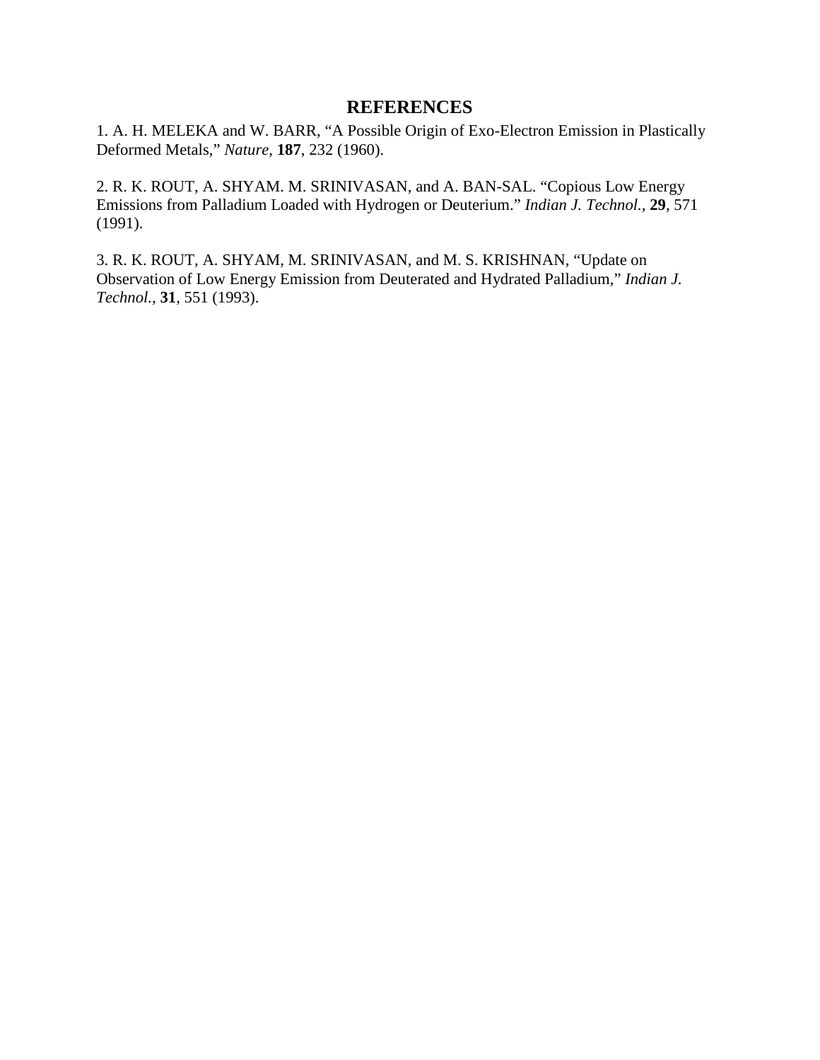## REFERENCES

1. A. H. MELEKA and W. BARR, “A Possible Origin of Exo-Electron Emission in Plastically Deformed Metals,” *Nature*, **187**, 232 (1960).

2. R. K. ROUT, A. SHYAM. M. SRINIVASAN, and A. BAN-SAL. “Copious Low Energy Emissions from Palladium Loaded with Hydrogen or Deuterium.” *Indian J. Technol.*, **29**, 571 (1991).

3. R. K. ROUT, A. SHYAM, M. SRINIVASAN, and M. S. KRISHNAN, “Update on Observation of Low Energy Emission from Deuterated and Hydrated Palladium,” *Indian J. Technol.*, **31**, 551 (1993).